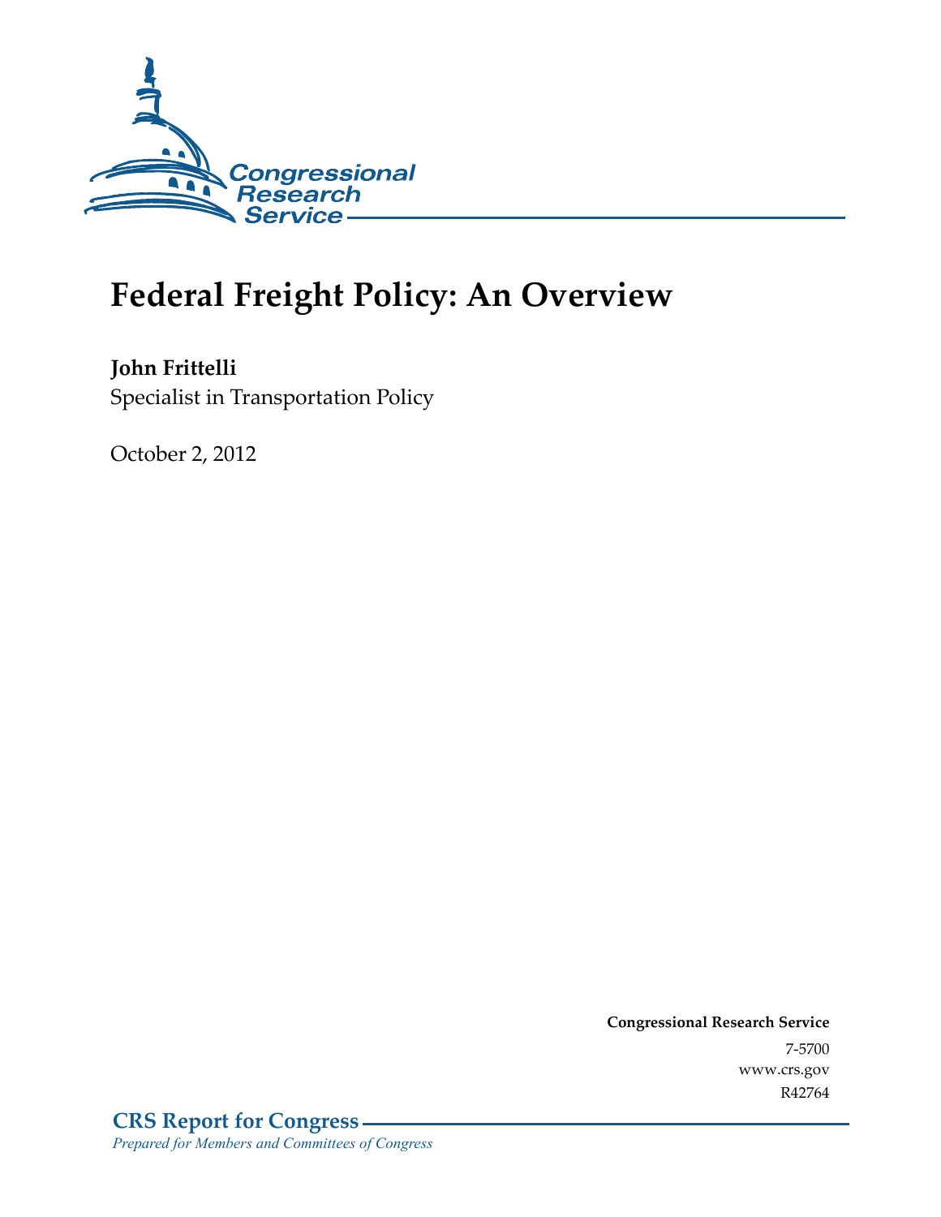Congressional Research Service

# Federal Freight Policy: An Overview

**John Frittelli**
Specialist in Transportation Policy

October 2, 2012

**Congressional Research Service**
7-5700
www.crs.gov
R42764

**CRS Report for Congress**
*Prepared for Members and Committees of Congress*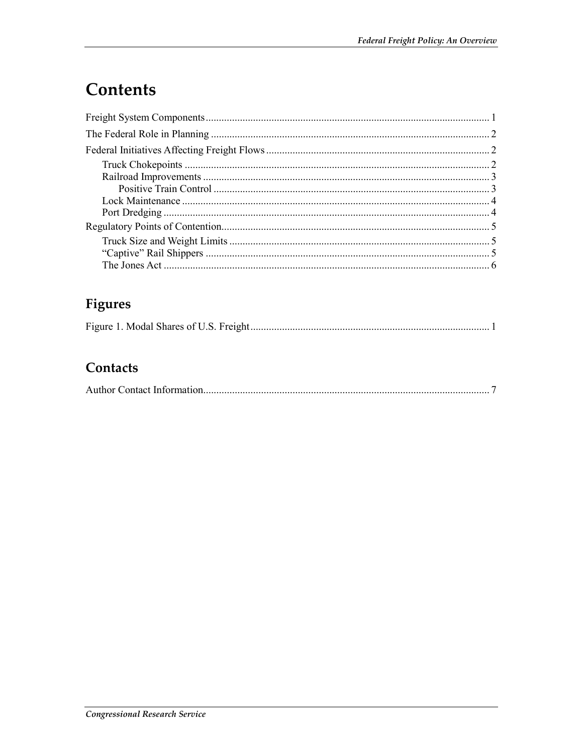# Contents

Freight System Components ........................................................................................................... 1

The Federal Role in Planning ......................................................................................................... 2

Federal Initiatives Affecting Freight Flows .................................................................................... 2

- Truck Chokepoints ................................................................................................................... 2
- Railroad Improvements ............................................................................................................ 3
  - Positive Train Control ........................................................................................................ 3
- Lock Maintenance .................................................................................................................... 4
- Port Dredging ........................................................................................................................... 4

Regulatory Points of Contention..................................................................................................... 5

- Truck Size and Weight Limits .................................................................................................. 5
- "Captive" Rail Shippers ........................................................................................................... 5
- The Jones Act ........................................................................................................................... 6

## Figures

Figure 1. Modal Shares of U.S. Freight .......................................................................................... 1

## Contacts

Author Contact Information............................................................................................................ 7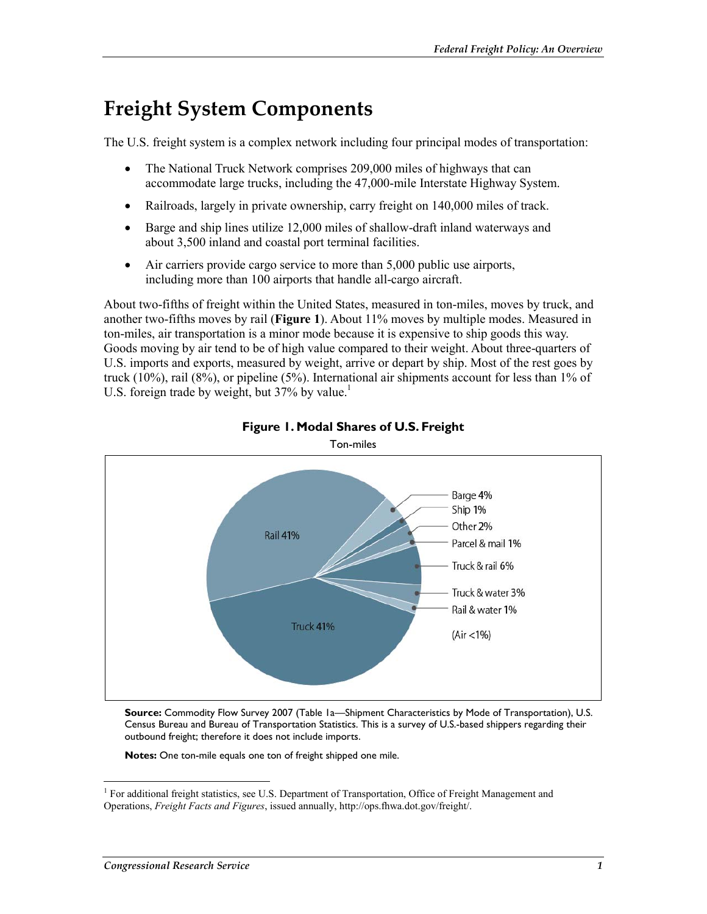# Freight System Components

The U.S. freight system is a complex network including four principal modes of transportation:

- The National Truck Network comprises 209,000 miles of highways that can accommodate large trucks, including the 47,000-mile Interstate Highway System.
- Railroads, largely in private ownership, carry freight on 140,000 miles of track.
- Barge and ship lines utilize 12,000 miles of shallow-draft inland waterways and about 3,500 inland and coastal port terminal facilities.
- Air carriers provide cargo service to more than 5,000 public use airports, including more than 100 airports that handle all-cargo aircraft.

About two-fifths of freight within the United States, measured in ton-miles, moves by truck, and another two-fifths moves by rail (**Figure 1**). About 11% moves by multiple modes. Measured in ton-miles, air transportation is a minor mode because it is expensive to ship goods this way. Goods moving by air tend to be of high value compared to their weight. About three-quarters of U.S. imports and exports, measured by weight, arrive or depart by ship. Most of the rest goes by truck (10%), rail (8%), or pipeline (5%). International air shipments account for less than 1% of U.S. foreign trade by weight, but 37% by value.[1]

**Figure 1. Modal Shares of U.S. Freight**

Ton-miles

Rail 41%, Truck 41%, Barge 4%, Ship 1%, Other 2%, Parcel & mail 1%, Truck & rail 6%, Truck & water 3%, Rail & water 1%, (Air <1%)

**Source:** Commodity Flow Survey 2007 (Table 1a—Shipment Characteristics by Mode of Transportation), U.S. Census Bureau and Bureau of Transportation Statistics. This is a survey of U.S.-based shippers regarding their outbound freight; therefore it does not include imports.

**Notes:** One ton-mile equals one ton of freight shipped one mile.

---

[1] For additional freight statistics, see U.S. Department of Transportation, Office of Freight Management and Operations, *Freight Facts and Figures*, issued annually, http://ops.fhwa.dot.gov/freight/.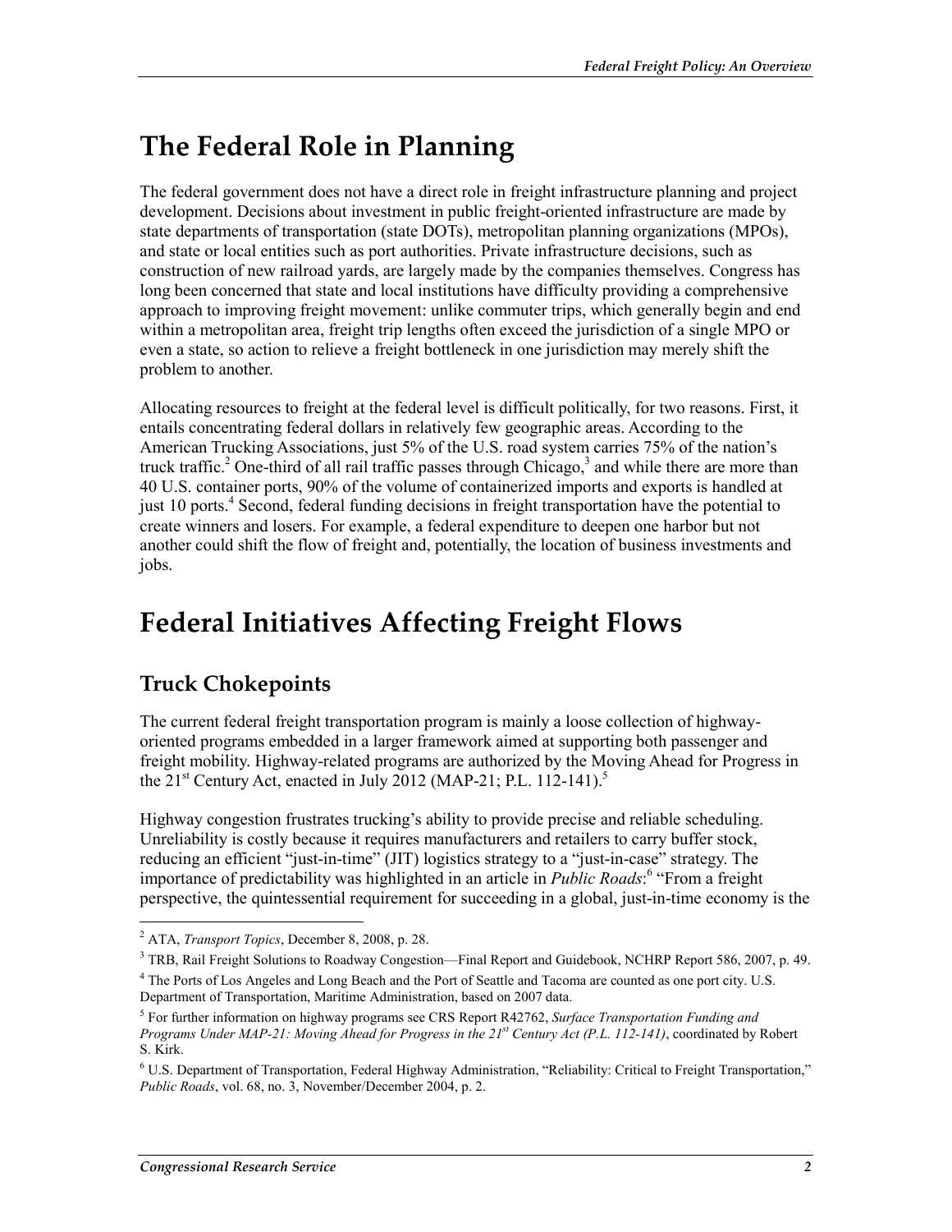# The Federal Role in Planning

The federal government does not have a direct role in freight infrastructure planning and project development. Decisions about investment in public freight-oriented infrastructure are made by state departments of transportation (state DOTs), metropolitan planning organizations (MPOs), and state or local entities such as port authorities. Private infrastructure decisions, such as construction of new railroad yards, are largely made by the companies themselves. Congress has long been concerned that state and local institutions have difficulty providing a comprehensive approach to improving freight movement: unlike commuter trips, which generally begin and end within a metropolitan area, freight trip lengths often exceed the jurisdiction of a single MPO or even a state, so action to relieve a freight bottleneck in one jurisdiction may merely shift the problem to another.

Allocating resources to freight at the federal level is difficult politically, for two reasons. First, it entails concentrating federal dollars in relatively few geographic areas. According to the American Trucking Associations, just 5% of the U.S. road system carries 75% of the nation's truck traffic.[2] One-third of all rail traffic passes through Chicago,[3] and while there are more than 40 U.S. container ports, 90% of the volume of containerized imports and exports is handled at just 10 ports.[4] Second, federal funding decisions in freight transportation have the potential to create winners and losers. For example, a federal expenditure to deepen one harbor but not another could shift the flow of freight and, potentially, the location of business investments and jobs.

# Federal Initiatives Affecting Freight Flows

## Truck Chokepoints

The current federal freight transportation program is mainly a loose collection of highway-oriented programs embedded in a larger framework aimed at supporting both passenger and freight mobility. Highway-related programs are authorized by the Moving Ahead for Progress in the 21st Century Act, enacted in July 2012 (MAP-21; P.L. 112-141).[5]

Highway congestion frustrates trucking's ability to provide precise and reliable scheduling. Unreliability is costly because it requires manufacturers and retailers to carry buffer stock, reducing an efficient "just-in-time" (JIT) logistics strategy to a "just-in-case" strategy. The importance of predictability was highlighted in an article in *Public Roads*:[6] "From a freight perspective, the quintessential requirement for succeeding in a global, just-in-time economy is the

---

[2] ATA, *Transport Topics*, December 8, 2008, p. 28.

[3] TRB, Rail Freight Solutions to Roadway Congestion—Final Report and Guidebook, NCHRP Report 586, 2007, p. 49.

[4] The Ports of Los Angeles and Long Beach and the Port of Seattle and Tacoma are counted as one port city. U.S. Department of Transportation, Maritime Administration, based on 2007 data.

[5] For further information on highway programs see CRS Report R42762, *Surface Transportation Funding and Programs Under MAP-21: Moving Ahead for Progress in the 21st Century Act (P.L. 112-141)*, coordinated by Robert S. Kirk.

[6] U.S. Department of Transportation, Federal Highway Administration, "Reliability: Critical to Freight Transportation," *Public Roads*, vol. 68, no. 3, November/December 2004, p. 2.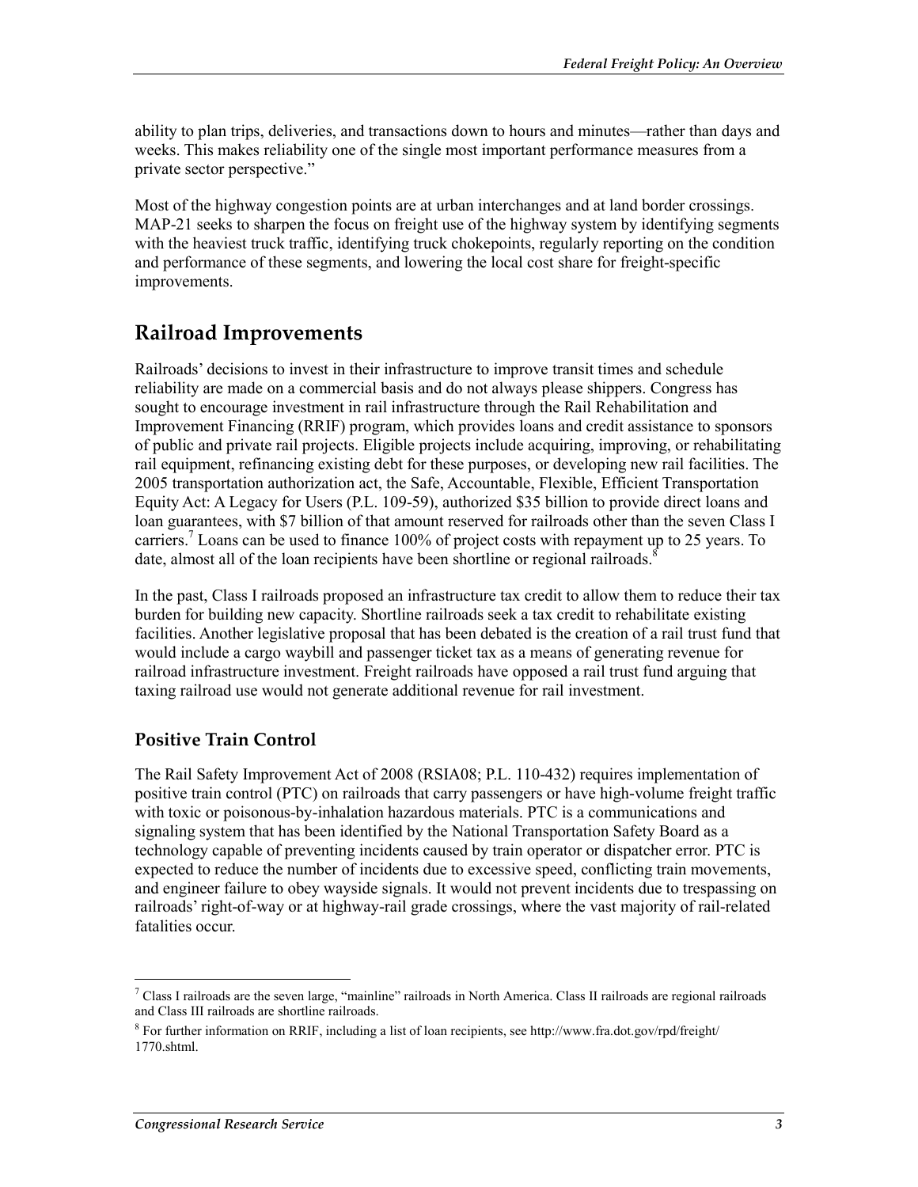ability to plan trips, deliveries, and transactions down to hours and minutes—rather than days and weeks. This makes reliability one of the single most important performance measures from a private sector perspective."

Most of the highway congestion points are at urban interchanges and at land border crossings. MAP-21 seeks to sharpen the focus on freight use of the highway system by identifying segments with the heaviest truck traffic, identifying truck chokepoints, regularly reporting on the condition and performance of these segments, and lowering the local cost share for freight-specific improvements.

## Railroad Improvements

Railroads' decisions to invest in their infrastructure to improve transit times and schedule reliability are made on a commercial basis and do not always please shippers. Congress has sought to encourage investment in rail infrastructure through the Rail Rehabilitation and Improvement Financing (RRIF) program, which provides loans and credit assistance to sponsors of public and private rail projects. Eligible projects include acquiring, improving, or rehabilitating rail equipment, refinancing existing debt for these purposes, or developing new rail facilities. The 2005 transportation authorization act, the Safe, Accountable, Flexible, Efficient Transportation Equity Act: A Legacy for Users (P.L. 109-59), authorized $35 billion to provide direct loans and loan guarantees, with $7 billion of that amount reserved for railroads other than the seven Class I carriers.[7] Loans can be used to finance 100% of project costs with repayment up to 25 years. To date, almost all of the loan recipients have been shortline or regional railroads.[8]

In the past, Class I railroads proposed an infrastructure tax credit to allow them to reduce their tax burden for building new capacity. Shortline railroads seek a tax credit to rehabilitate existing facilities. Another legislative proposal that has been debated is the creation of a rail trust fund that would include a cargo waybill and passenger ticket tax as a means of generating revenue for railroad infrastructure investment. Freight railroads have opposed a rail trust fund arguing that taxing railroad use would not generate additional revenue for rail investment.

### Positive Train Control

The Rail Safety Improvement Act of 2008 (RSIA08; P.L. 110-432) requires implementation of positive train control (PTC) on railroads that carry passengers or have high-volume freight traffic with toxic or poisonous-by-inhalation hazardous materials. PTC is a communications and signaling system that has been identified by the National Transportation Safety Board as a technology capable of preventing incidents caused by train operator or dispatcher error. PTC is expected to reduce the number of incidents due to excessive speed, conflicting train movements, and engineer failure to obey wayside signals. It would not prevent incidents due to trespassing on railroads' right-of-way or at highway-rail grade crossings, where the vast majority of rail-related fatalities occur.

---

[7] Class I railroads are the seven large, "mainline" railroads in North America. Class II railroads are regional railroads and Class III railroads are shortline railroads.

[8] For further information on RRIF, including a list of loan recipients, see http://www.fra.dot.gov/rpd/freight/1770.shtml.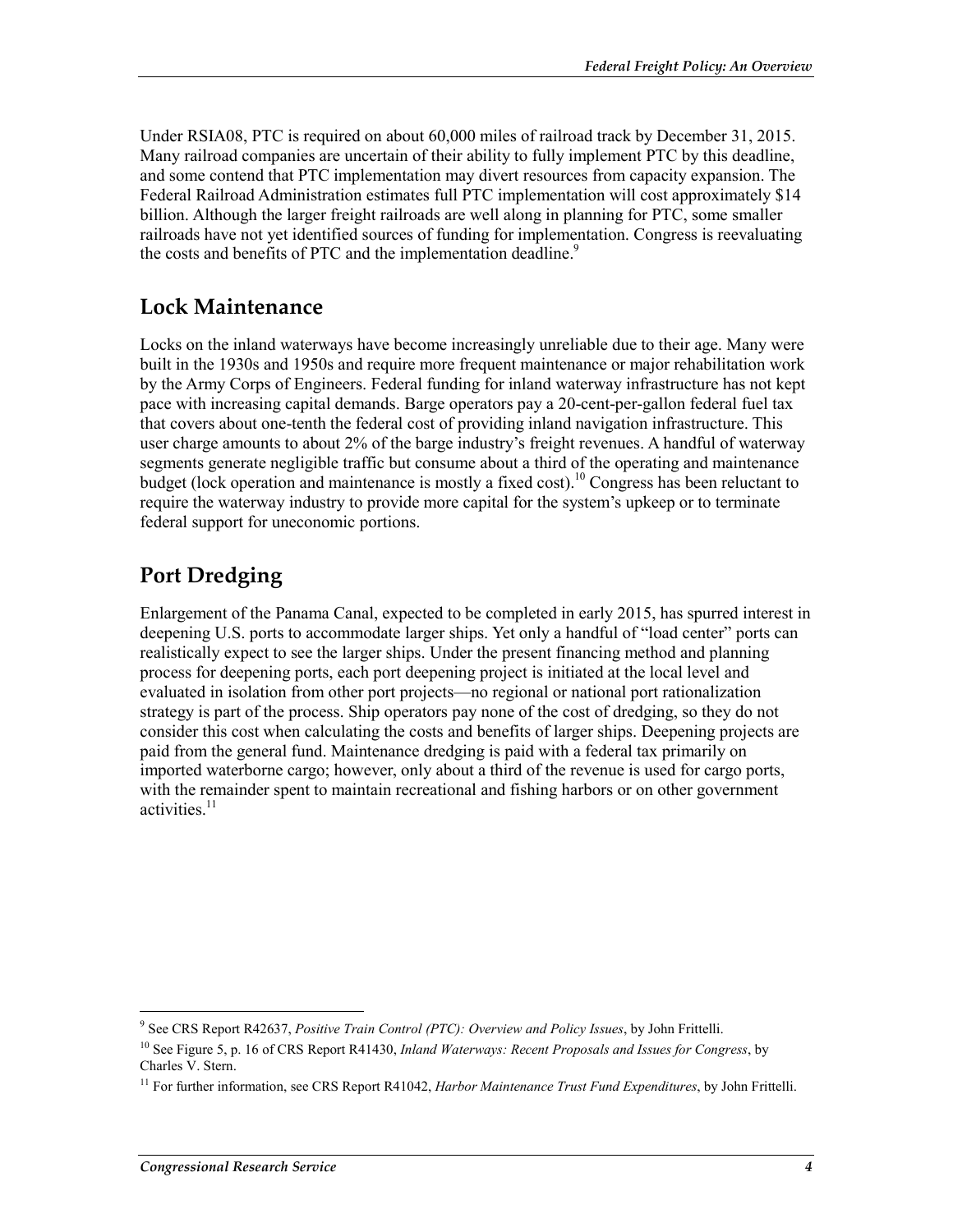Under RSIA08, PTC is required on about 60,000 miles of railroad track by December 31, 2015. Many railroad companies are uncertain of their ability to fully implement PTC by this deadline, and some contend that PTC implementation may divert resources from capacity expansion. The Federal Railroad Administration estimates full PTC implementation will cost approximately $14 billion. Although the larger freight railroads are well along in planning for PTC, some smaller railroads have not yet identified sources of funding for implementation. Congress is reevaluating the costs and benefits of PTC and the implementation deadline.[9]

## Lock Maintenance

Locks on the inland waterways have become increasingly unreliable due to their age. Many were built in the 1930s and 1950s and require more frequent maintenance or major rehabilitation work by the Army Corps of Engineers. Federal funding for inland waterway infrastructure has not kept pace with increasing capital demands. Barge operators pay a 20-cent-per-gallon federal fuel tax that covers about one-tenth the federal cost of providing inland navigation infrastructure. This user charge amounts to about 2% of the barge industry's freight revenues. A handful of waterway segments generate negligible traffic but consume about a third of the operating and maintenance budget (lock operation and maintenance is mostly a fixed cost).[10] Congress has been reluctant to require the waterway industry to provide more capital for the system's upkeep or to terminate federal support for uneconomic portions.

## Port Dredging

Enlargement of the Panama Canal, expected to be completed in early 2015, has spurred interest in deepening U.S. ports to accommodate larger ships. Yet only a handful of "load center" ports can realistically expect to see the larger ships. Under the present financing method and planning process for deepening ports, each port deepening project is initiated at the local level and evaluated in isolation from other port projects—no regional or national port rationalization strategy is part of the process. Ship operators pay none of the cost of dredging, so they do not consider this cost when calculating the costs and benefits of larger ships. Deepening projects are paid from the general fund. Maintenance dredging is paid with a federal tax primarily on imported waterborne cargo; however, only about a third of the revenue is used for cargo ports, with the remainder spent to maintain recreational and fishing harbors or on other government activities.[11]

---

[9] See CRS Report R42637, *Positive Train Control (PTC): Overview and Policy Issues*, by John Frittelli.

[10] See Figure 5, p. 16 of CRS Report R41430, *Inland Waterways: Recent Proposals and Issues for Congress*, by Charles V. Stern.

[11] For further information, see CRS Report R41042, *Harbor Maintenance Trust Fund Expenditures*, by John Frittelli.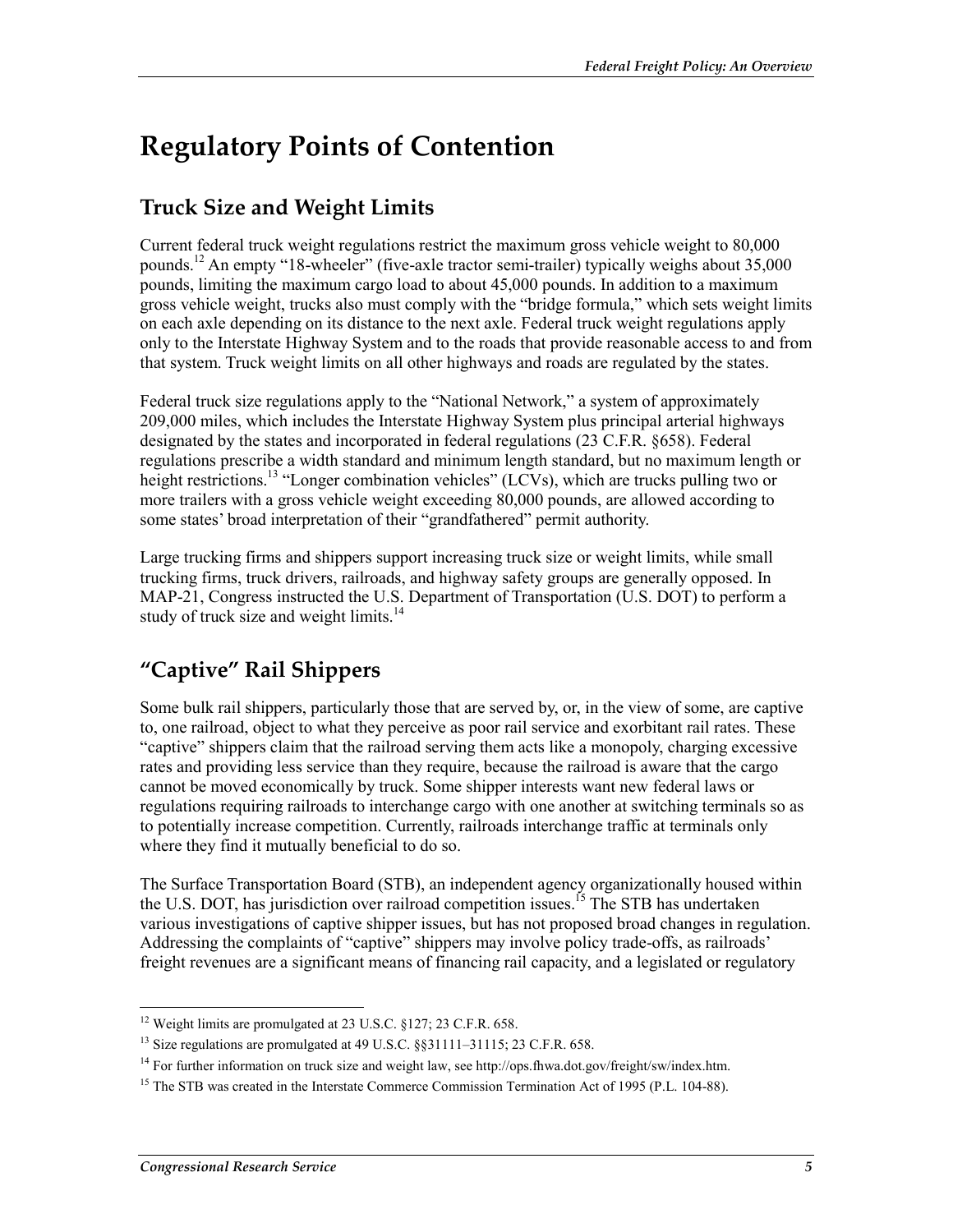# Regulatory Points of Contention

## Truck Size and Weight Limits

Current federal truck weight regulations restrict the maximum gross vehicle weight to 80,000 pounds.[12] An empty "18-wheeler" (five-axle tractor semi-trailer) typically weighs about 35,000 pounds, limiting the maximum cargo load to about 45,000 pounds. In addition to a maximum gross vehicle weight, trucks also must comply with the "bridge formula," which sets weight limits on each axle depending on its distance to the next axle. Federal truck weight regulations apply only to the Interstate Highway System and to the roads that provide reasonable access to and from that system. Truck weight limits on all other highways and roads are regulated by the states.

Federal truck size regulations apply to the "National Network," a system of approximately 209,000 miles, which includes the Interstate Highway System plus principal arterial highways designated by the states and incorporated in federal regulations (23 C.F.R. §658). Federal regulations prescribe a width standard and minimum length standard, but no maximum length or height restrictions.[13] "Longer combination vehicles" (LCVs), which are trucks pulling two or more trailers with a gross vehicle weight exceeding 80,000 pounds, are allowed according to some states' broad interpretation of their "grandfathered" permit authority.

Large trucking firms and shippers support increasing truck size or weight limits, while small trucking firms, truck drivers, railroads, and highway safety groups are generally opposed. In MAP-21, Congress instructed the U.S. Department of Transportation (U.S. DOT) to perform a study of truck size and weight limits.[14]

## "Captive" Rail Shippers

Some bulk rail shippers, particularly those that are served by, or, in the view of some, are captive to, one railroad, object to what they perceive as poor rail service and exorbitant rail rates. These "captive" shippers claim that the railroad serving them acts like a monopoly, charging excessive rates and providing less service than they require, because the railroad is aware that the cargo cannot be moved economically by truck. Some shipper interests want new federal laws or regulations requiring railroads to interchange cargo with one another at switching terminals so as to potentially increase competition. Currently, railroads interchange traffic at terminals only where they find it mutually beneficial to do so.

The Surface Transportation Board (STB), an independent agency organizationally housed within the U.S. DOT, has jurisdiction over railroad competition issues.[15] The STB has undertaken various investigations of captive shipper issues, but has not proposed broad changes in regulation. Addressing the complaints of "captive" shippers may involve policy trade-offs, as railroads' freight revenues are a significant means of financing rail capacity, and a legislated or regulatory

---

[12] Weight limits are promulgated at 23 U.S.C. §127; 23 C.F.R. 658.

[13] Size regulations are promulgated at 49 U.S.C. §§31111–31115; 23 C.F.R. 658.

[14] For further information on truck size and weight law, see http://ops.fhwa.dot.gov/freight/sw/index.htm.

[15] The STB was created in the Interstate Commerce Commission Termination Act of 1995 (P.L. 104-88).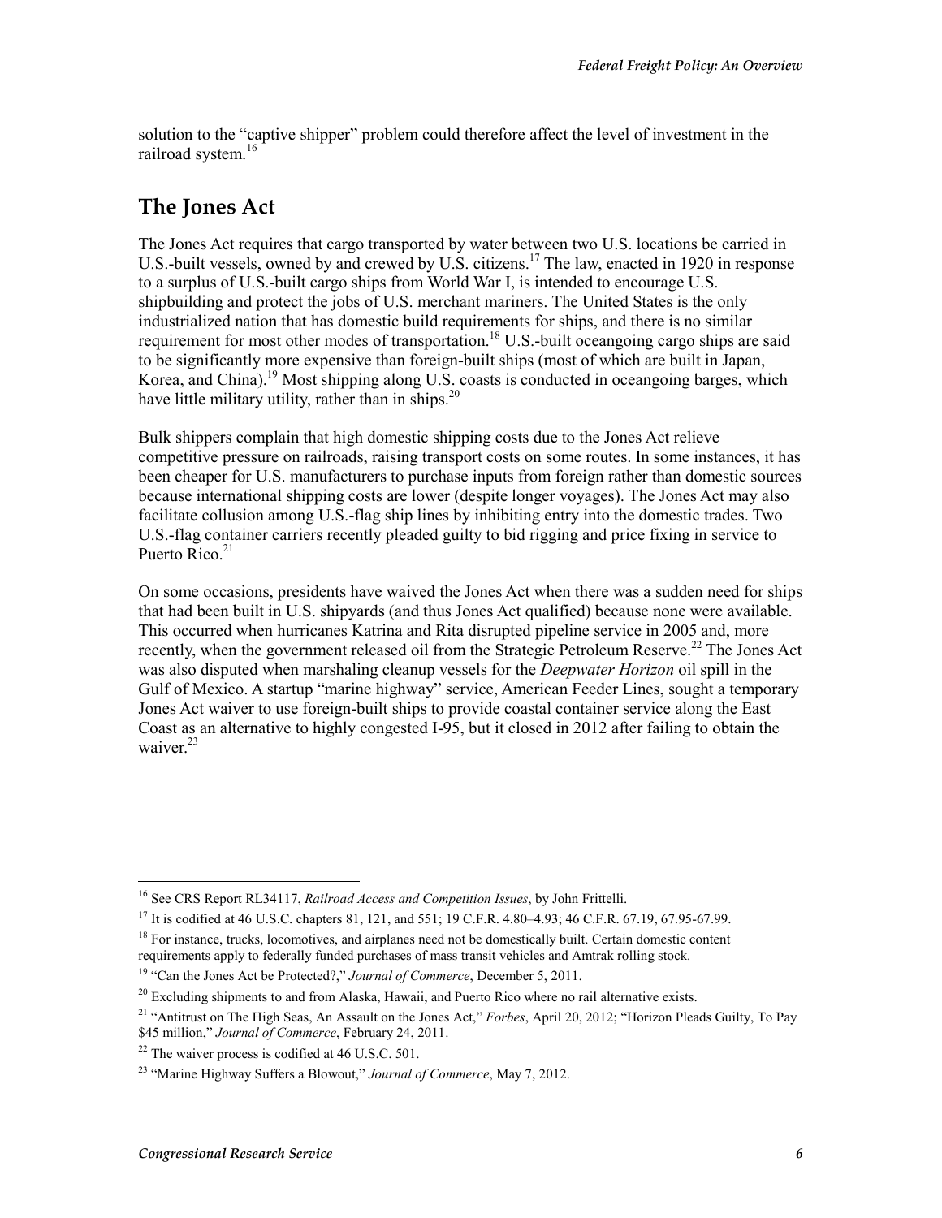solution to the "captive shipper" problem could therefore affect the level of investment in the railroad system.[16]

## The Jones Act

The Jones Act requires that cargo transported by water between two U.S. locations be carried in U.S.-built vessels, owned by and crewed by U.S. citizens.[17] The law, enacted in 1920 in response to a surplus of U.S.-built cargo ships from World War I, is intended to encourage U.S. shipbuilding and protect the jobs of U.S. merchant mariners. The United States is the only industrialized nation that has domestic build requirements for ships, and there is no similar requirement for most other modes of transportation.[18] U.S.-built oceangoing cargo ships are said to be significantly more expensive than foreign-built ships (most of which are built in Japan, Korea, and China).[19] Most shipping along U.S. coasts is conducted in oceangoing barges, which have little military utility, rather than in ships.[20]

Bulk shippers complain that high domestic shipping costs due to the Jones Act relieve competitive pressure on railroads, raising transport costs on some routes. In some instances, it has been cheaper for U.S. manufacturers to purchase inputs from foreign rather than domestic sources because international shipping costs are lower (despite longer voyages). The Jones Act may also facilitate collusion among U.S.-flag ship lines by inhibiting entry into the domestic trades. Two U.S.-flag container carriers recently pleaded guilty to bid rigging and price fixing in service to Puerto Rico.[21]

On some occasions, presidents have waived the Jones Act when there was a sudden need for ships that had been built in U.S. shipyards (and thus Jones Act qualified) because none were available. This occurred when hurricanes Katrina and Rita disrupted pipeline service in 2005 and, more recently, when the government released oil from the Strategic Petroleum Reserve.[22] The Jones Act was also disputed when marshaling cleanup vessels for the *Deepwater Horizon* oil spill in the Gulf of Mexico. A startup "marine highway" service, American Feeder Lines, sought a temporary Jones Act waiver to use foreign-built ships to provide coastal container service along the East Coast as an alternative to highly congested I-95, but it closed in 2012 after failing to obtain the waiver.[23]

---

[16] See CRS Report RL34117, *Railroad Access and Competition Issues*, by John Frittelli.

[17] It is codified at 46 U.S.C. chapters 81, 121, and 551; 19 C.F.R. 4.80–4.93; 46 C.F.R. 67.19, 67.95-67.99.

[18] For instance, trucks, locomotives, and airplanes need not be domestically built. Certain domestic content requirements apply to federally funded purchases of mass transit vehicles and Amtrak rolling stock.

[19] "Can the Jones Act be Protected?," *Journal of Commerce*, December 5, 2011.

[20] Excluding shipments to and from Alaska, Hawaii, and Puerto Rico where no rail alternative exists.

[21] "Antitrust on The High Seas, An Assault on the Jones Act," *Forbes*, April 20, 2012; "Horizon Pleads Guilty, To Pay $45 million," *Journal of Commerce*, February 24, 2011.

[22] The waiver process is codified at 46 U.S.C. 501.

[23] "Marine Highway Suffers a Blowout," *Journal of Commerce*, May 7, 2012.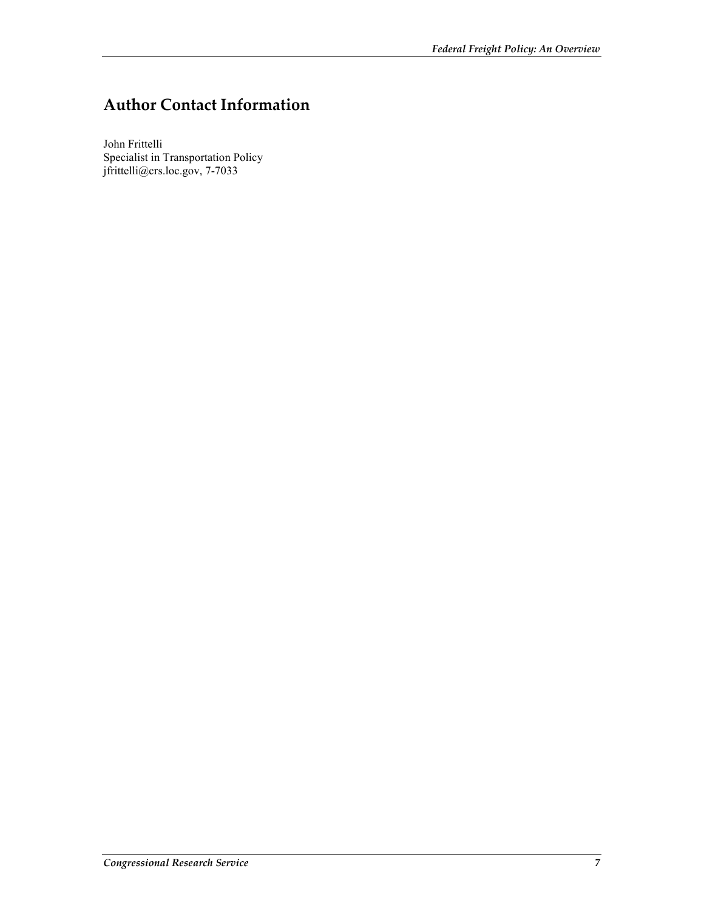## Author Contact Information

John Frittelli
Specialist in Transportation Policy
jfrittelli@crs.loc.gov, 7-7033